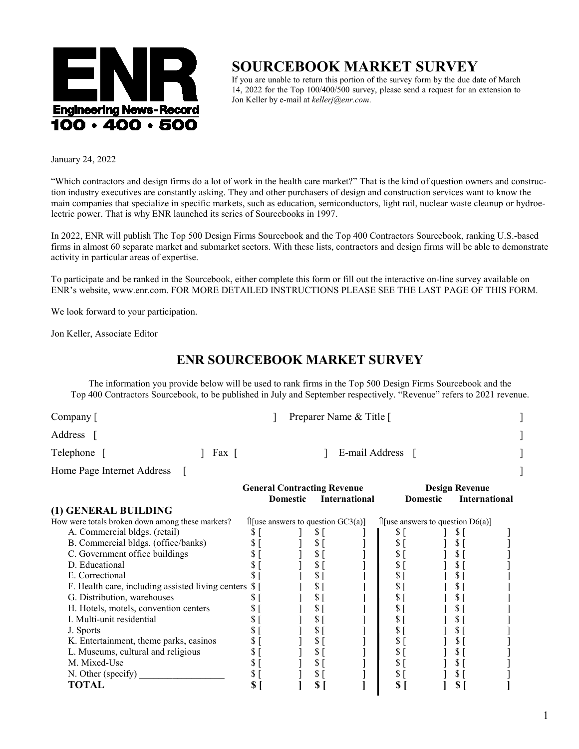# SOURCEBOOK MARKET SURVEY

If you are unable to return this portion of the survey form by the due date of March 14, 2022 for the Top 100/400/500 survey, please send a request for an extension to Jon Keller by e-mail at *kellerj@enr.com*.

January 24, 2022

"Which contractors and design firms do a lot of work in the health care market?" That is the kind of question owners and construction industry executives are constantly asking. They and other purchasers of design and construction services want to know the main companies that specialize in specific markets, such as education, semiconductors, light rail, nuclear waste cleanup or hydroelectric power. That is why ENR launched its series of Sourcebooks in 1997.

In 2022, ENR will publish The Top 500 Design Firms Sourcebook and the Top 400 Contractors Sourcebook, ranking U.S.-based firms in almost 60 separate market and submarket sectors. With these lists, contractors and design firms will be able to demonstrate activity in particular areas of expertise.

To participate and be ranked in the Sourcebook, either complete this form or fill out the interactive on-line survey available on ENR's website, www.enr.com. FOR MORE DETAILED INSTRUCTIONS PLEASE SEE THE LAST PAGE OF THIS FORM.

We look forward to your participation.

Jon Keller, Associate Editor

## ENR SOURCEBOOK MARKET SURVEY

The information you provide below will be used to rank firms in the Top 500 Design Firms Sourcebook and the Top 400 Contractors Sourcebook, to be published in July and September respectively. "Revenue" refers to 2021 revenue.

Company [ ] Preparer Name & Title [ ]

Address [ ]

Telephone [ ] Fax [ ] E-mail Address [ ]

Home Page Internet Address [ ]

| | General Contracting Revenue | | Design Revenue | |
|---|---|---|---|---|
| | Domestic | International | Domestic | International |
| **(1) GENERAL BUILDING** | | | | |
| How were totals broken down among these markets? | ⇑[use answers to question GC3(a)] | | ⇑[use answers to question D6(a)] | |
| A. Commercial bldgs. (retail) | $ [ ] | $ [ ] | $ [ ] | $ [ ] |
| B. Commercial bldgs. (office/banks) | $ [ ] | $ [ ] | $ [ ] | $ [ ] |
| C. Government office buildings | $ [ ] | $ [ ] | $ [ ] | $ [ ] |
| D. Educational | $ [ ] | $ [ ] | $ [ ] | $ [ ] |
| E. Correctional | $ [ ] | $ [ ] | $ [ ] | $ [ ] |
| F. Health care, including assisted living centers | $ [ ] | $ [ ] | $ [ ] | $ [ ] |
| G. Distribution, warehouses | $ [ ] | $ [ ] | $ [ ] | $ [ ] |
| H. Hotels, motels, convention centers | $ [ ] | $ [ ] | $ [ ] | $ [ ] |
| I. Multi-unit residential | $ [ ] | $ [ ] | $ [ ] | $ [ ] |
| J. Sports | $ [ ] | $ [ ] | $ [ ] | $ [ ] |
| K. Entertainment, theme parks, casinos | $ [ ] | $ [ ] | $ [ ] | $ [ ] |
| L. Museums, cultural and religious | $ [ ] | $ [ ] | $ [ ] | $ [ ] |
| M. Mixed-Use | $ [ ] | $ [ ] | $ [ ] | $ [ ] |
| N. Other (specify) _________________ | $ [ ] | $ [ ] | $ [ ] | $ [ ] |
| **TOTAL** | **$ [ ]** | **$ [ ]** | **$ [ ]** | **$ [ ]** |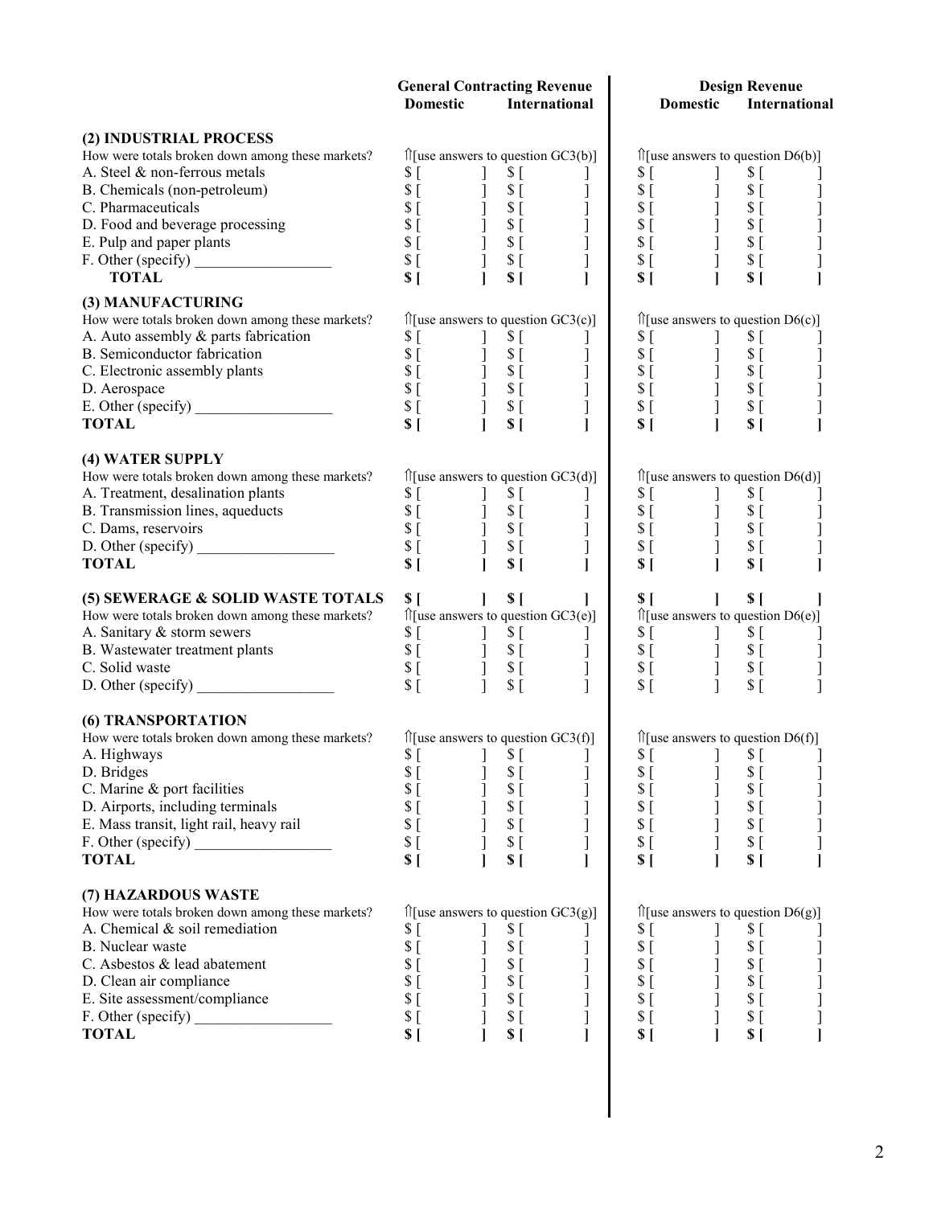| | General Contracting Revenue | | Design Revenue | |
|---|---|---|---|---|
| | Domestic | International | Domestic | International |
| **(2) INDUSTRIAL PROCESS** | | | | |
| How were totals broken down among these markets? | ⇑[use answers to question GC3(b)] | | ⇑[use answers to question D6(b)] | |
| A. Steel & non-ferrous metals | $ [ ] | $ [ ] | $ [ ] | $ [ ] |
| B. Chemicals (non-petroleum) | $ [ ] | $ [ ] | $ [ ] | $ [ ] |
| C. Pharmaceuticals | $ [ ] | $ [ ] | $ [ ] | $ [ ] |
| D. Food and beverage processing | $ [ ] | $ [ ] | $ [ ] | $ [ ] |
| E. Pulp and paper plants | $ [ ] | $ [ ] | $ [ ] | $ [ ] |
| F. Other (specify) __________________ | $ [ ] | $ [ ] | $ [ ] | $ [ ] |
| **TOTAL** | **$ [ ]** | **$ [ ]** | **$ [ ]** | **$ [ ]** |
| **(3) MANUFACTURING** | | | | |
| How were totals broken down among these markets? | ⇑[use answers to question GC3(c)] | | ⇑[use answers to question D6(c)] | |
| A. Auto assembly & parts fabrication | $ [ ] | $ [ ] | $ [ ] | $ [ ] |
| B. Semiconductor fabrication | $ [ ] | $ [ ] | $ [ ] | $ [ ] |
| C. Electronic assembly plants | $ [ ] | $ [ ] | $ [ ] | $ [ ] |
| D. Aerospace | $ [ ] | $ [ ] | $ [ ] | $ [ ] |
| E. Other (specify) __________________ | $ [ ] | $ [ ] | $ [ ] | $ [ ] |
| **TOTAL** | **$ [ ]** | **$ [ ]** | **$ [ ]** | **$ [ ]** |
| **(4) WATER SUPPLY** | | | | |
| How were totals broken down among these markets? | ⇑[use answers to question GC3(d)] | | ⇑[use answers to question D6(d)] | |
| A. Treatment, desalination plants | $ [ ] | $ [ ] | $ [ ] | $ [ ] |
| B. Transmission lines, aqueducts | $ [ ] | $ [ ] | $ [ ] | $ [ ] |
| C. Dams, reservoirs | $ [ ] | $ [ ] | $ [ ] | $ [ ] |
| D. Other (specify) __________________ | $ [ ] | $ [ ] | $ [ ] | $ [ ] |
| **TOTAL** | **$ [ ]** | **$ [ ]** | **$ [ ]** | **$ [ ]** |
| **(5) SEWERAGE & SOLID WASTE TOTALS** | **$ [ ]** | **$ [ ]** | **$ [ ]** | **$ [ ]** |
| How were totals broken down among these markets? | ⇑[use answers to question GC3(e)] | | ⇑[use answers to question D6(e)] | |
| A. Sanitary & storm sewers | $ [ ] | $ [ ] | $ [ ] | $ [ ] |
| B. Wastewater treatment plants | $ [ ] | $ [ ] | $ [ ] | $ [ ] |
| C. Solid waste | $ [ ] | $ [ ] | $ [ ] | $ [ ] |
| D. Other (specify) __________________ | $ [ ] | $ [ ] | $ [ ] | $ [ ] |
| **(6) TRANSPORTATION** | | | | |
| How were totals broken down among these markets? | ⇑[use answers to question GC3(f)] | | ⇑[use answers to question D6(f)] | |
| A. Highways | $ [ ] | $ [ ] | $ [ ] | $ [ ] |
| D. Bridges | $ [ ] | $ [ ] | $ [ ] | $ [ ] |
| C. Marine & port facilities | $ [ ] | $ [ ] | $ [ ] | $ [ ] |
| D. Airports, including terminals | $ [ ] | $ [ ] | $ [ ] | $ [ ] |
| E. Mass transit, light rail, heavy rail | $ [ ] | $ [ ] | $ [ ] | $ [ ] |
| F. Other (specify) __________________ | $ [ ] | $ [ ] | $ [ ] | $ [ ] |
| **TOTAL** | **$ [ ]** | **$ [ ]** | **$ [ ]** | **$ [ ]** |
| **(7) HAZARDOUS WASTE** | | | | |
| How were totals broken down among these markets? | ⇑[use answers to question GC3(g)] | | ⇑[use answers to question D6(g)] | |
| A. Chemical & soil remediation | $ [ ] | $ [ ] | $ [ ] | $ [ ] |
| B. Nuclear waste | $ [ ] | $ [ ] | $ [ ] | $ [ ] |
| C. Asbestos & lead abatement | $ [ ] | $ [ ] | $ [ ] | $ [ ] |
| D. Clean air compliance | $ [ ] | $ [ ] | $ [ ] | $ [ ] |
| E. Site assessment/compliance | $ [ ] | $ [ ] | $ [ ] | $ [ ] |
| F. Other (specify) __________________ | $ [ ] | $ [ ] | $ [ ] | $ [ ] |
| **TOTAL** | **$ [ ]** | **$ [ ]** | **$ [ ]** | **$ [ ]** |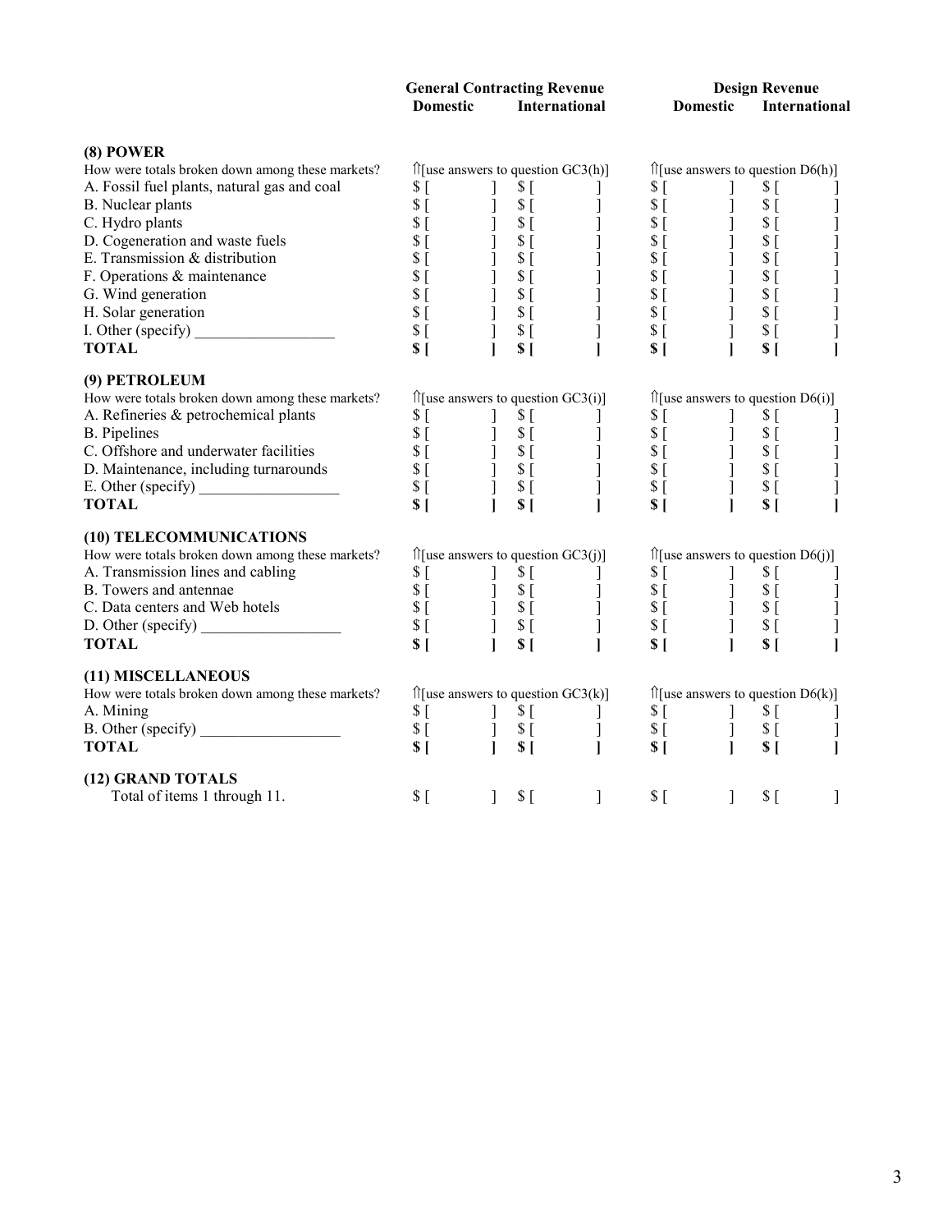| | General Contracting Revenue | | Design Revenue | |
|---|---|---|---|---|
| | Domestic | International | Domestic | International |
| **(8) POWER** | | | | |
| How were totals broken down among these markets? | ⇑[use answers to question GC3(h)] | | ⇑[use answers to question D6(h)] | |
| A. Fossil fuel plants, natural gas and coal | $ [ ] | $ [ ] | $ [ ] | $ [ ] |
| B. Nuclear plants | $ [ ] | $ [ ] | $ [ ] | $ [ ] |
| C. Hydro plants | $ [ ] | $ [ ] | $ [ ] | $ [ ] |
| D. Cogeneration and waste fuels | $ [ ] | $ [ ] | $ [ ] | $ [ ] |
| E. Transmission & distribution | $ [ ] | $ [ ] | $ [ ] | $ [ ] |
| F. Operations & maintenance | $ [ ] | $ [ ] | $ [ ] | $ [ ] |
| G. Wind generation | $ [ ] | $ [ ] | $ [ ] | $ [ ] |
| H. Solar generation | $ [ ] | $ [ ] | $ [ ] | $ [ ] |
| I. Other (specify) __________________ | $ [ ] | $ [ ] | $ [ ] | $ [ ] |
| **TOTAL** | **$ [ ]** | **$ [ ]** | **$ [ ]** | **$ [ ]** |
| **(9) PETROLEUM** | | | | |
| How were totals broken down among these markets? | ⇑[use answers to question GC3(i)] | | ⇑[use answers to question D6(i)] | |
| A. Refineries & petrochemical plants | $ [ ] | $ [ ] | $ [ ] | $ [ ] |
| B. Pipelines | $ [ ] | $ [ ] | $ [ ] | $ [ ] |
| C. Offshore and underwater facilities | $ [ ] | $ [ ] | $ [ ] | $ [ ] |
| D. Maintenance, including turnarounds | $ [ ] | $ [ ] | $ [ ] | $ [ ] |
| E. Other (specify) __________________ | $ [ ] | $ [ ] | $ [ ] | $ [ ] |
| **TOTAL** | **$ [ ]** | **$ [ ]** | **$ [ ]** | **$ [ ]** |
| **(10) TELECOMMUNICATIONS** | | | | |
| How were totals broken down among these markets? | ⇑[use answers to question GC3(j)] | | ⇑[use answers to question D6(j)] | |
| A. Transmission lines and cabling | $ [ ] | $ [ ] | $ [ ] | $ [ ] |
| B. Towers and antennae | $ [ ] | $ [ ] | $ [ ] | $ [ ] |
| C. Data centers and Web hotels | $ [ ] | $ [ ] | $ [ ] | $ [ ] |
| D. Other (specify) __________________ | $ [ ] | $ [ ] | $ [ ] | $ [ ] |
| **TOTAL** | **$ [ ]** | **$ [ ]** | **$ [ ]** | **$ [ ]** |
| **(11) MISCELLANEOUS** | | | | |
| How were totals broken down among these markets? | ⇑[use answers to question GC3(k)] | | ⇑[use answers to question D6(k)] | |
| A. Mining | $ [ ] | $ [ ] | $ [ ] | $ [ ] |
| B. Other (specify) __________________ | $ [ ] | $ [ ] | $ [ ] | $ [ ] |
| **TOTAL** | **$ [ ]** | **$ [ ]** | **$ [ ]** | **$ [ ]** |
| **(12) GRAND TOTALS** | | | | |
| Total of items 1 through 11. | $ [ ] | $ [ ] | $ [ ] | $ [ ] |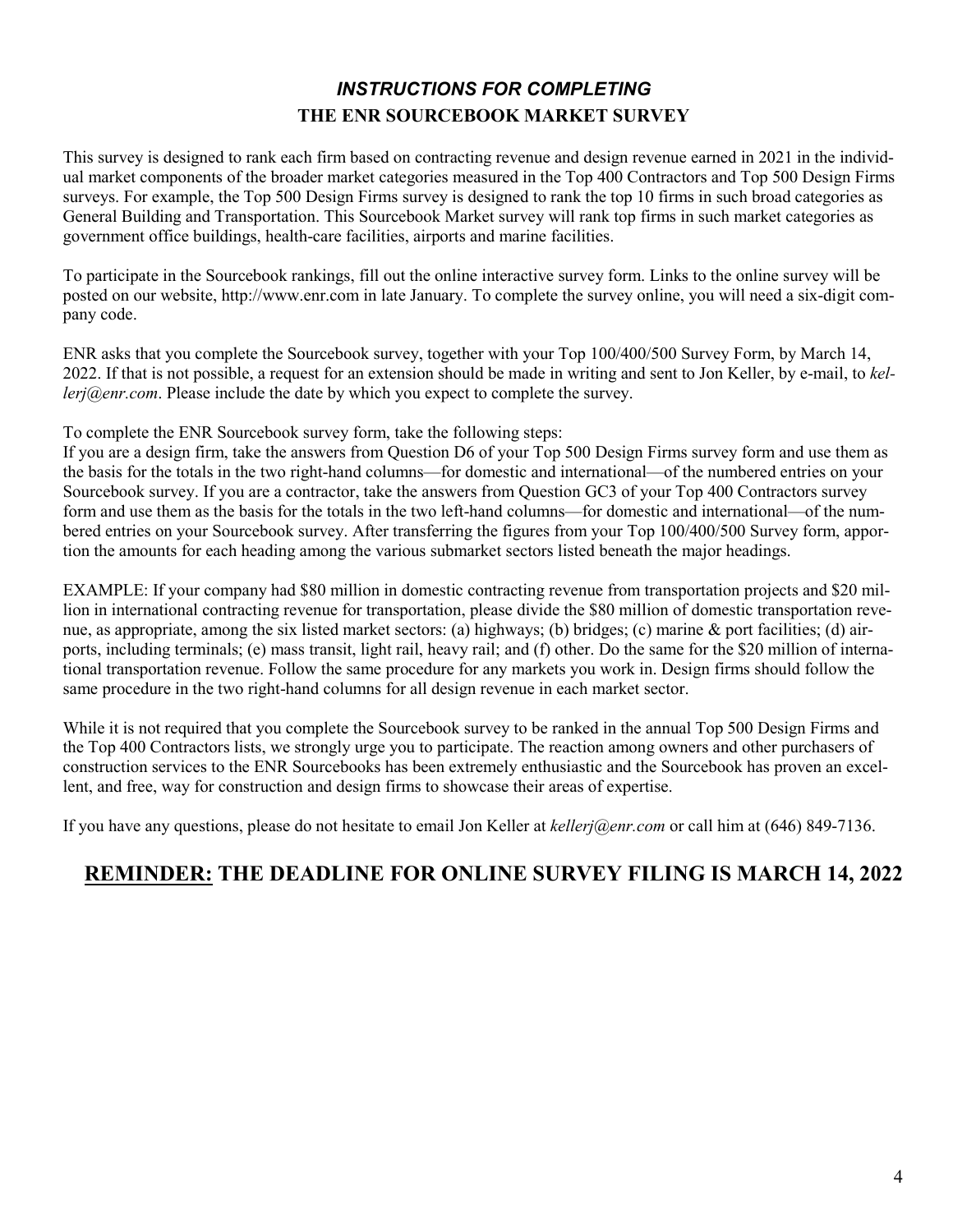## *INSTRUCTIONS FOR COMPLETING*

## THE ENR SOURCEBOOK MARKET SURVEY

This survey is designed to rank each firm based on contracting revenue and design revenue earned in 2021 in the individual market components of the broader market categories measured in the Top 400 Contractors and Top 500 Design Firms surveys. For example, the Top 500 Design Firms survey is designed to rank the top 10 firms in such broad categories as General Building and Transportation. This Sourcebook Market survey will rank top firms in such market categories as government office buildings, health-care facilities, airports and marine facilities.

To participate in the Sourcebook rankings, fill out the online interactive survey form. Links to the online survey will be posted on our website, http://www.enr.com in late January. To complete the survey online, you will need a six-digit company code.

ENR asks that you complete the Sourcebook survey, together with your Top 100/400/500 Survey Form, by March 14, 2022. If that is not possible, a request for an extension should be made in writing and sent to Jon Keller, by e-mail, to *kellerj@enr.com*. Please include the date by which you expect to complete the survey.

To complete the ENR Sourcebook survey form, take the following steps:
If you are a design firm, take the answers from Question D6 of your Top 500 Design Firms survey form and use them as the basis for the totals in the two right-hand columns—for domestic and international—of the numbered entries on your Sourcebook survey. If you are a contractor, take the answers from Question GC3 of your Top 400 Contractors survey form and use them as the basis for the totals in the two left-hand columns—for domestic and international—of the numbered entries on your Sourcebook survey. After transferring the figures from your Top 100/400/500 Survey form, apportion the amounts for each heading among the various submarket sectors listed beneath the major headings.

EXAMPLE: If your company had $80 million in domestic contracting revenue from transportation projects and $20 million in international contracting revenue for transportation, please divide the $80 million of domestic transportation revenue, as appropriate, among the six listed market sectors: (a) highways; (b) bridges; (c) marine & port facilities; (d) airports, including terminals; (e) mass transit, light rail, heavy rail; and (f) other. Do the same for the $20 million of international transportation revenue. Follow the same procedure for any markets you work in. Design firms should follow the same procedure in the two right-hand columns for all design revenue in each market sector.

While it is not required that you complete the Sourcebook survey to be ranked in the annual Top 500 Design Firms and the Top 400 Contractors lists, we strongly urge you to participate. The reaction among owners and other purchasers of construction services to the ENR Sourcebooks has been extremely enthusiastic and the Sourcebook has proven an excellent, and free, way for construction and design firms to showcase their areas of expertise.

If you have any questions, please do not hesitate to email Jon Keller at *kellerj@enr.com* or call him at (646) 849-7136.

## **<u>REMINDER:</u> THE DEADLINE FOR ONLINE SURVEY FILING IS MARCH 14, 2022**